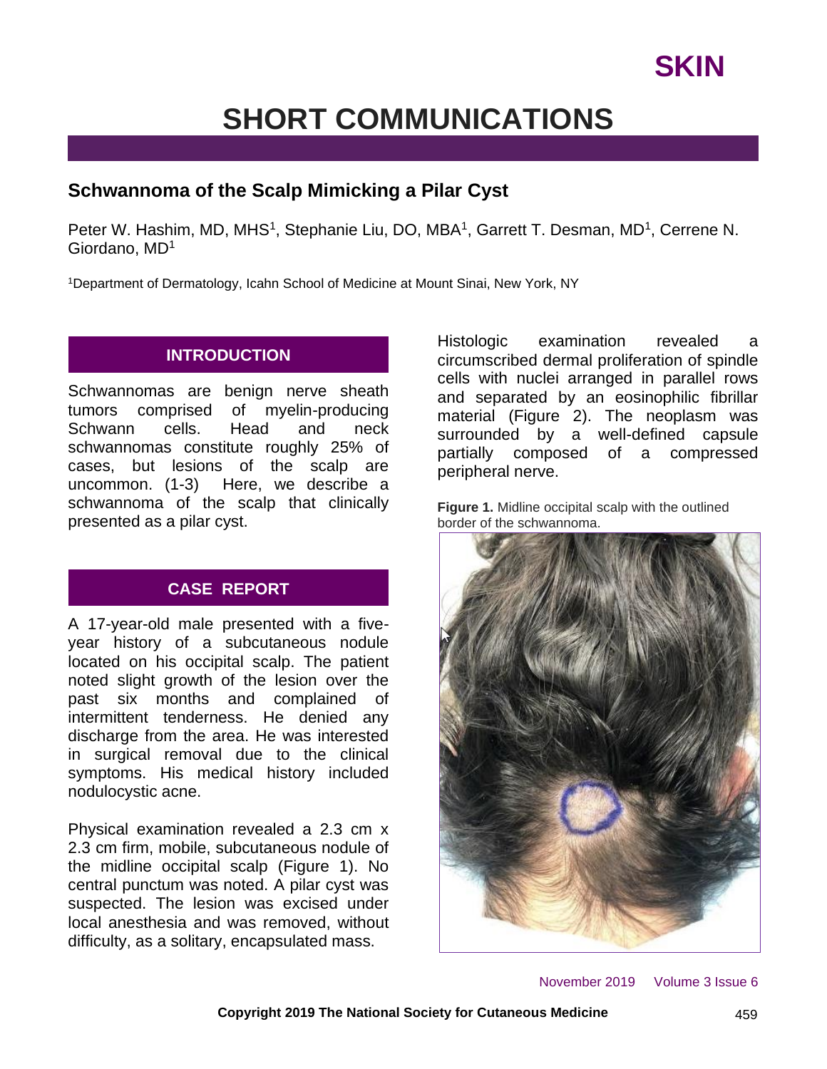SKIN

# SHORT COMMUNICATIONS

## Schwannoma of the Scalp Mimicking a Pilar Cyst

Peter W. Hashim, MD, MHS[1], Stephanie Liu, DO, MBA[1], Garrett T. Desman, MD[1], Cerrene N. Giordano, MD[1]

[1]Department of Dermatology, Icahn School of Medicine at Mount Sinai, New York, NY

### INTRODUCTION

Schwannomas are benign nerve sheath tumors comprised of myelin-producing Schwann cells. Head and neck schwannomas constitute roughly 25% of cases, but lesions of the scalp are uncommon. (1-3) Here, we describe a schwannoma of the scalp that clinically presented as a pilar cyst.

### CASE REPORT

A 17-year-old male presented with a five-year history of a subcutaneous nodule located on his occipital scalp. The patient noted slight growth of the lesion over the past six months and complained of intermittent tenderness. He denied any discharge from the area. He was interested in surgical removal due to the clinical symptoms. His medical history included nodulocystic acne.

Physical examination revealed a 2.3 cm x 2.3 cm firm, mobile, subcutaneous nodule of the midline occipital scalp (Figure 1). No central punctum was noted. A pilar cyst was suspected. The lesion was excised under local anesthesia and was removed, without difficulty, as a solitary, encapsulated mass.

Histologic examination revealed a circumscribed dermal proliferation of spindle cells with nuclei arranged in parallel rows and separated by an eosinophilic fibrillar material (Figure 2). The neoplasm was surrounded by a well-defined capsule partially composed of a compressed peripheral nerve.

**Figure 1.** Midline occipital scalp with the outlined border of the schwannoma.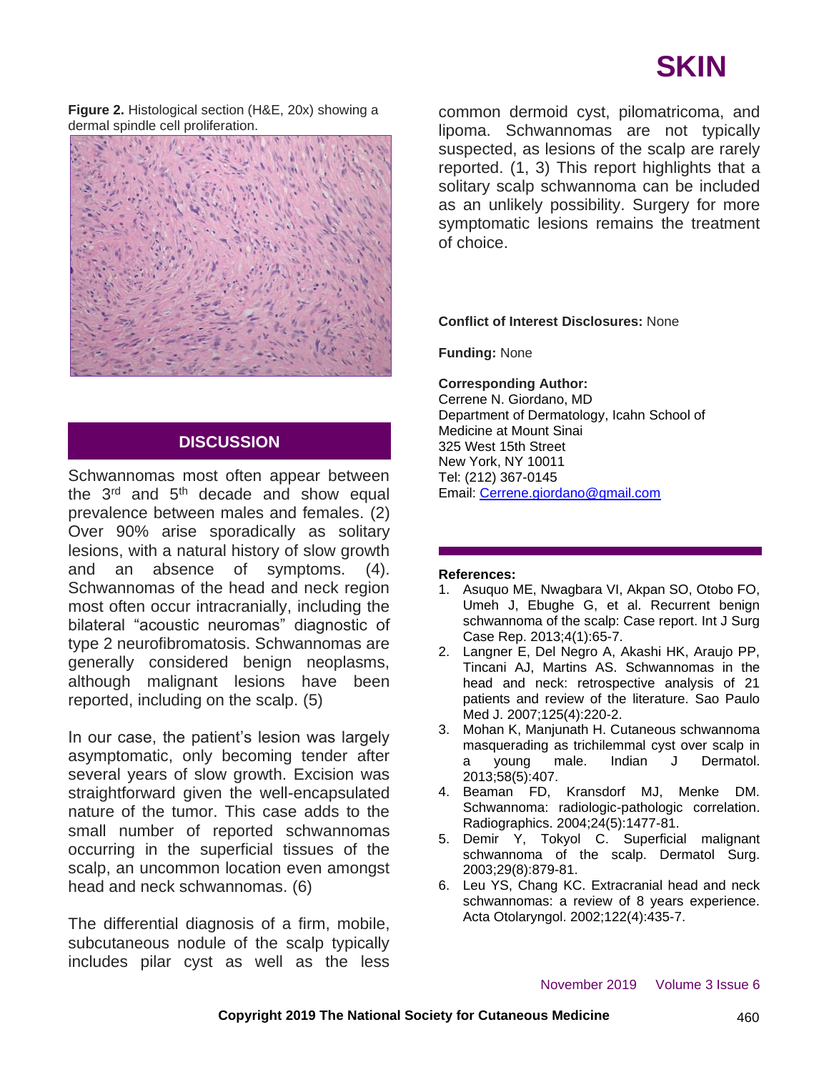**Figure 2.** Histological section (H&E, 20x) showing a dermal spindle cell proliferation.

## DISCUSSION

Schwannomas most often appear between the 3rd and 5th decade and show equal prevalence between males and females. (2) Over 90% arise sporadically as solitary lesions, with a natural history of slow growth and an absence of symptoms. (4). Schwannomas of the head and neck region most often occur intracranially, including the bilateral "acoustic neuromas" diagnostic of type 2 neurofibromatosis. Schwannomas are generally considered benign neoplasms, although malignant lesions have been reported, including on the scalp. (5)

In our case, the patient's lesion was largely asymptomatic, only becoming tender after several years of slow growth. Excision was straightforward given the well-encapsulated nature of the tumor. This case adds to the small number of reported schwannomas occurring in the superficial tissues of the scalp, an uncommon location even amongst head and neck schwannomas. (6)

The differential diagnosis of a firm, mobile, subcutaneous nodule of the scalp typically includes pilar cyst as well as the less common dermoid cyst, pilomatricoma, and lipoma. Schwannomas are not typically suspected, as lesions of the scalp are rarely reported. (1, 3) This report highlights that a solitary scalp schwannoma can be included as an unlikely possibility. Surgery for more symptomatic lesions remains the treatment of choice.

**Conflict of Interest Disclosures:** None

**Funding:** None

**Corresponding Author:**
Cerrene N. Giordano, MD
Department of Dermatology, Icahn School of Medicine at Mount Sinai
325 West 15th Street
New York, NY 10011
Tel: (212) 367-0145
Email: Cerrene.giordano@gmail.com

**References:**

1. Asuquo ME, Nwagbara VI, Akpan SO, Otobo FO, Umeh J, Ebughe G, et al. Recurrent benign schwannoma of the scalp: Case report. Int J Surg Case Rep. 2013;4(1):65-7.
2. Langner E, Del Negro A, Akashi HK, Araujo PP, Tincani AJ, Martins AS. Schwannomas in the head and neck: retrospective analysis of 21 patients and review of the literature. Sao Paulo Med J. 2007;125(4):220-2.
3. Mohan K, Manjunath H. Cutaneous schwannoma masquerading as trichilemmal cyst over scalp in a young male. Indian J Dermatol. 2013;58(5):407.
4. Beaman FD, Kransdorf MJ, Menke DM. Schwannoma: radiologic-pathologic correlation. Radiographics. 2004;24(5):1477-81.
5. Demir Y, Tokyol C. Superficial malignant schwannoma of the scalp. Dermatol Surg. 2003;29(8):879-81.
6. Leu YS, Chang KC. Extracranial head and neck schwannomas: a review of 8 years experience. Acta Otolaryngol. 2002;122(4):435-7.